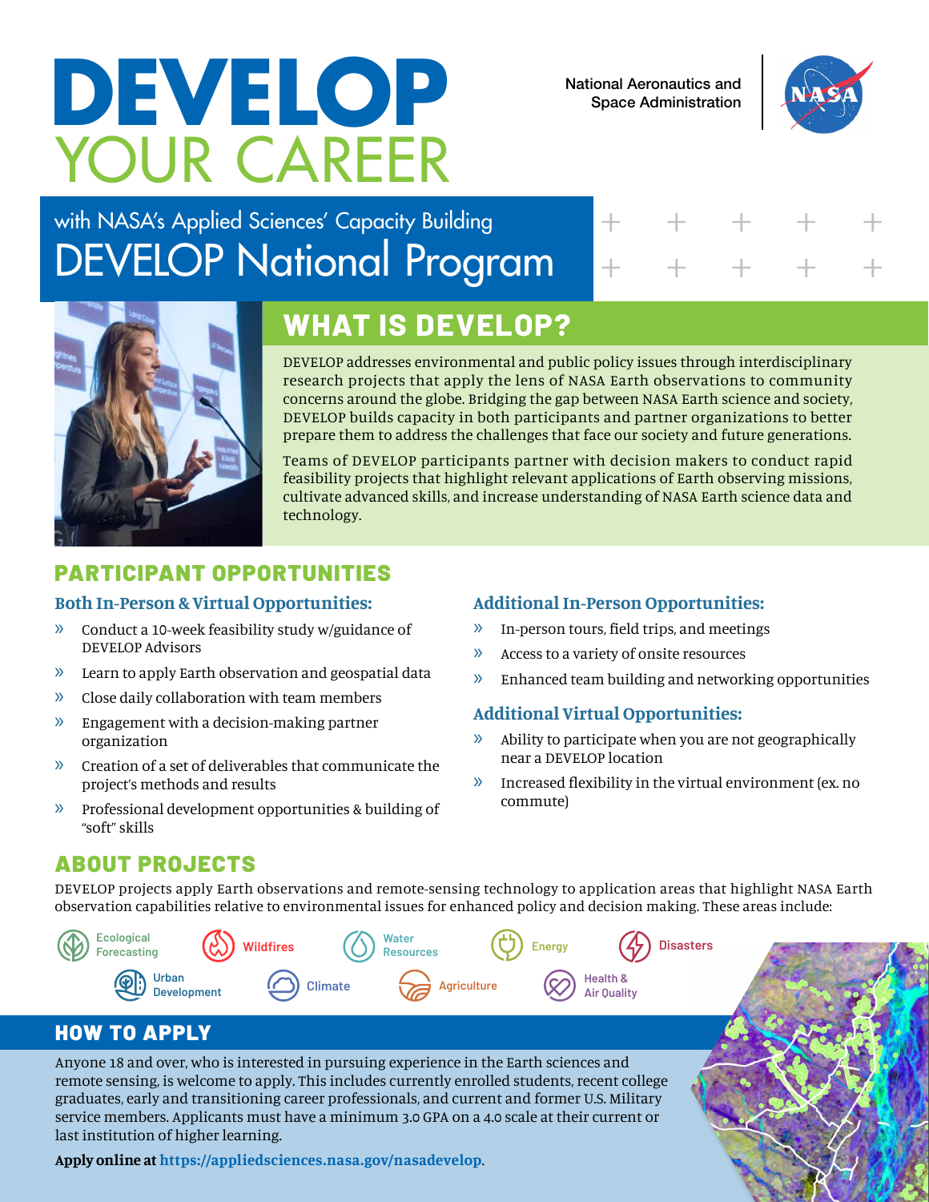# DEVELOP YOUR CAREER

National Aeronautics and Space Administration

## with NASA's Applied Sciences' Capacity Building DEVELOP National Program

## WHAT IS DEVELOP?

DEVELOP addresses environmental and public policy issues through interdisciplinary research projects that apply the lens of NASA Earth observations to community concerns around the globe. Bridging the gap between NASA Earth science and society, DEVELOP builds capacity in both participants and partner organizations to better prepare them to address the challenges that face our society and future generations.

Teams of DEVELOP participants partner with decision makers to conduct rapid feasibility projects that highlight relevant applications of Earth observing missions, cultivate advanced skills, and increase understanding of NASA Earth science data and technology.

## PARTICIPANT OPPORTUNITIES

### Both In-Person & Virtual Opportunities:

- Conduct a 10-week feasibility study w/guidance of DEVELOP Advisors
- Learn to apply Earth observation and geospatial data
- Close daily collaboration with team members
- Engagement with a decision-making partner organization
- Creation of a set of deliverables that communicate the project's methods and results
- Professional development opportunities & building of "soft" skills

### Additional In-Person Opportunities:

- In-person tours, field trips, and meetings
- Access to a variety of onsite resources
- Enhanced team building and networking opportunities

### Additional Virtual Opportunities:

- Ability to participate when you are not geographically near a DEVELOP location
- Increased flexibility in the virtual environment (ex. no commute)

## ABOUT PROJECTS

DEVELOP projects apply Earth observations and remote-sensing technology to application areas that highlight NASA Earth observation capabilities relative to environmental issues for enhanced policy and decision making. These areas include:

- Ecological Forecasting
- Wildfires
- Water Resources
- Energy
- Disasters
- Urban Development
- Climate
- Agriculture
- Health & Air Quality

## HOW TO APPLY

Anyone 18 and over, who is interested in pursuing experience in the Earth sciences and remote sensing, is welcome to apply. This includes currently enrolled students, recent college graduates, early and transitioning career professionals, and current and former U.S. Military service members. Applicants must have a minimum 3.0 GPA on a 4.0 scale at their current or last institution of higher learning.

**Apply online at** https://appliedsciences.nasa.gov/nasadevelop.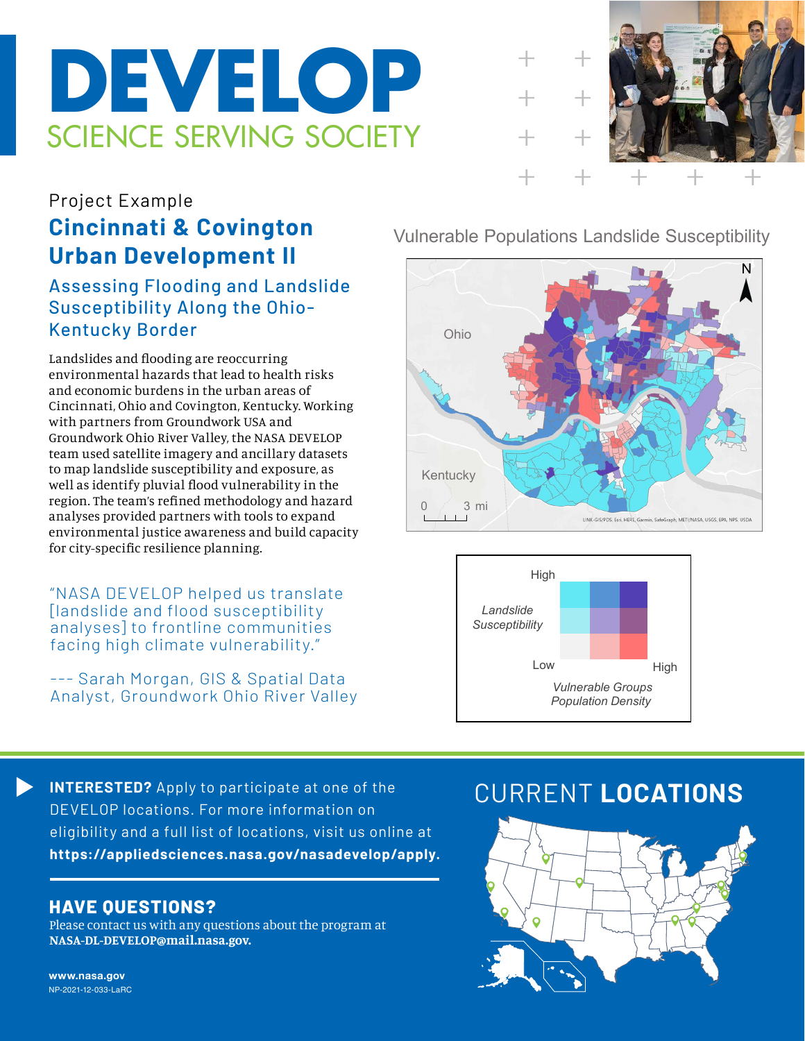# DEVELOP

SCIENCE SERVING SOCIETY

Project Example

## Cincinnati & Covington Urban Development II

### Assessing Flooding and Landslide Susceptibility Along the Ohio-Kentucky Border

Landslides and flooding are reoccurring environmental hazards that lead to health risks and economic burdens in the urban areas of Cincinnati, Ohio and Covington, Kentucky. Working with partners from Groundwork USA and Groundwork Ohio River Valley, the NASA DEVELOP team used satellite imagery and ancillary datasets to map landslide susceptibility and exposure, as well as identify pluvial flood vulnerability in the region. The team's refined methodology and hazard analyses provided partners with tools to expand environmental justice awareness and build capacity for city-specific resilience planning.

"NASA DEVELOP helped us translate [landslide and flood susceptibility analyses] to frontline communities facing high climate vulnerability."

--- Sarah Morgan, GIS & Spatial Data Analyst, Groundwork Ohio River Valley

Vulnerable Populations Landslide Susceptibility

N

Ohio

Kentucky

0 3 mi

LINK-GIS/PDS, Esri, HERE, Garmin, SafeGraph, METI/NASA, USGS, EPA, NPS, USDA

High

Landslide Susceptibility

Low

High

Vulnerable Groups Population Density

**INTERESTED?** Apply to participate at one of the DEVELOP locations. For more information on eligibility and a full list of locations, visit us online at **https://appliedsciences.nasa.gov/nasadevelop/apply.**

## HAVE QUESTIONS?

Please contact us with any questions about the program at **NASA-DL-DEVELOP@mail.nasa.gov.**

## CURRENT LOCATIONS

**www.nasa.gov**

NP-2021-12-033-LaRC